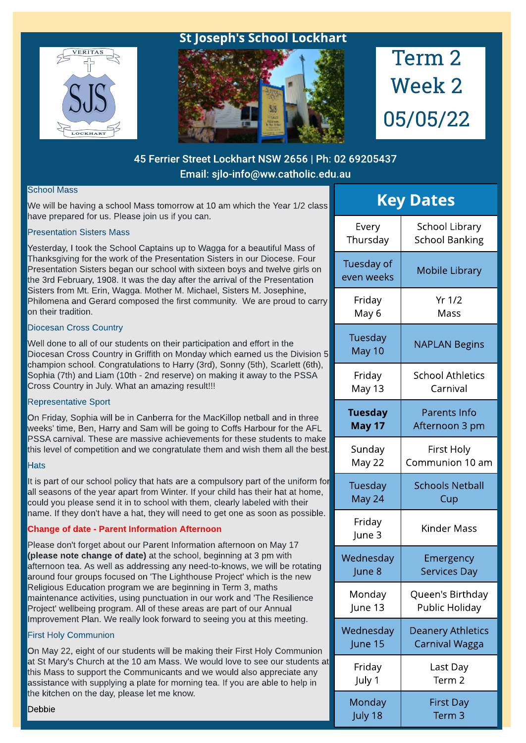# St Joseph's School Lockhart

**Term 2 Week 2 05/05/22**

45 Ferrier Street Lockhart NSW 2656 | Ph: 02 69205437
Email: sjlo-info@ww.catholic.edu.au

### School Mass

We will be having a school Mass tomorrow at 10 am which the Year 1/2 class have prepared for us. Please join us if you can.

### Presentation Sisters Mass

Yesterday, I took the School Captains up to Wagga for a beautiful Mass of Thanksgiving for the work of the Presentation Sisters in our Diocese. Four Presentation Sisters began our school with sixteen boys and twelve girls on the 3rd February, 1908. It was the day after the arrival of the Presentation Sisters from Mt. Erin, Wagga. Mother M. Michael, Sisters M. Josephine, Philomena and Gerard composed the first community. We are proud to carry on their tradition.

### Diocesan Cross Country

Well done to all of our students on their participation and effort in the Diocesan Cross Country in Griffith on Monday which earned us the Division 5 champion school. Congratulations to Harry (3rd), Sonny (5th), Scarlett (6th), Sophia (7th) and Liam (10th - 2nd reserve) on making it away to the PSSA Cross Country in July. What an amazing result!!!

### Representative Sport

On Friday, Sophia will be in Canberra for the MacKillop netball and in three weeks' time, Ben, Harry and Sam will be going to Coffs Harbour for the AFL PSSA carnival. These are massive achievements for these students to make this level of competition and we congratulate them and wish them all the best.

### Hats

It is part of our school policy that hats are a compulsory part of the uniform for all seasons of the year apart from Winter. If your child has their hat at home, could you please send it in to school with them, clearly labeled with their name. If they don't have a hat, they will need to get one as soon as possible.

### Change of date - Parent Information Afternoon

Please don't forget about our Parent Information afternoon on May 17 **(please note change of date)** at the school, beginning at 3 pm with afternoon tea. As well as addressing any need-to-knows, we will be rotating around four groups focused on 'The Lighthouse Project' which is the new Religious Education program we are beginning in Term 3, maths maintenance activities, using punctuation in our work and 'The Resilience Project' wellbeing program. All of these areas are part of our Annual Improvement Plan. We really look forward to seeing you at this meeting.

### First Holy Communion

On May 22, eight of our students will be making their First Holy Communion at St Mary's Church at the 10 am Mass. We would love to see our students at this Mass to support the Communicants and we would also appreciate any assistance with supplying a plate for morning tea. If you are able to help in the kitchen on the day, please let me know.

Debbie

## Key Dates

| Date | Event |
|---|---|
| Every Thursday | School Library School Banking |
| Tuesday of even weeks | Mobile Library |
| Friday May 6 | Yr 1/2 Mass |
| Tuesday May 10 | NAPLAN Begins |
| Friday May 13 | School Athletics Carnival |
| **Tuesday May 17** | Parents Info Afternoon 3 pm |
| Sunday May 22 | First Holy Communion 10 am |
| Tuesday May 24 | Schools Netball Cup |
| Friday June 3 | Kinder Mass |
| Wednesday June 8 | Emergency Services Day |
| Monday June 13 | Queen's Birthday Public Holiday |
| Wednesday June 15 | Deanery Athletics Carnival Wagga |
| Friday July 1 | Last Day Term 2 |
| Monday July 18 | First Day Term 3 |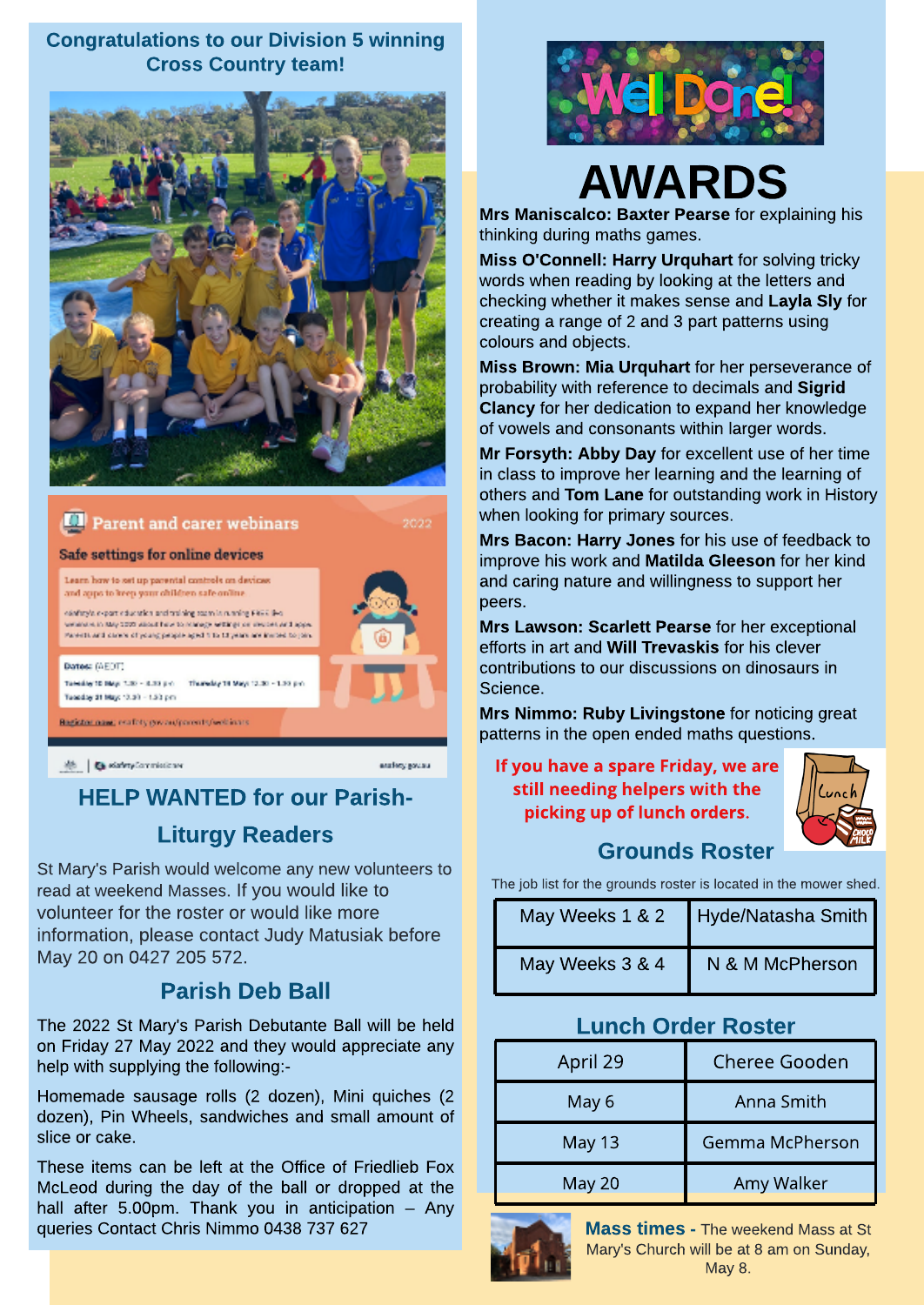## Congratulations to our Division 5 winning Cross Country team!

Parent and carer webinars 2022

Safe settings for online devices

Learn how to set up parental controls on devices and apps to keep your children safe online.

Dates: (AEST)

Tuesday 10 May: 7.30 – 8.30 pm   Thursday 19 May: 12.30 – 1.30 pm

Tuesday 31 May: 12.30 – 1.30 pm

Register now: esafety.gov.au/parents/webinars

## HELP WANTED for our Parish-Liturgy Readers

St Mary's Parish would welcome any new volunteers to read at weekend Masses. If you would like to volunteer for the roster or would like more information, please contact Judy Matusiak before May 20 on 0427 205 572.

## Parish Deb Ball

The 2022 St Mary's Parish Debutante Ball will be held on Friday 27 May 2022 and they would appreciate any help with supplying the following:-

Homemade sausage rolls (2 dozen), Mini quiches (2 dozen), Pin Wheels, sandwiches and small amount of slice or cake.

These items can be left at the Office of Friedlieb Fox McLeod during the day of the ball or dropped at the hall after 5.00pm. Thank you in anticipation – Any queries Contact Chris Nimmo 0438 737 627

Well Done!

# AWARDS

**Mrs Maniscalco: Baxter Pearse** for explaining his thinking during maths games.

**Miss O'Connell: Harry Urquhart** for solving tricky words when reading by looking at the letters and checking whether it makes sense and **Layla Sly** for creating a range of 2 and 3 part patterns using colours and objects.

**Miss Brown: Mia Urquhart** for her perseverance of probability with reference to decimals and **Sigrid Clancy** for her dedication to expand her knowledge of vowels and consonants within larger words.

**Mr Forsyth: Abby Day** for excellent use of her time in class to improve her learning and the learning of others and **Tom Lane** for outstanding work in History when looking for primary sources.

**Mrs Bacon: Harry Jones** for his use of feedback to improve his work and **Matilda Gleeson** for her kind and caring nature and willingness to support her peers.

**Mrs Lawson: Scarlett Pearse** for her exceptional efforts in art and **Will Trevaskis** for his clever contributions to our discussions on dinosaurs in Science.

**Mrs Nimmo: Ruby Livingstone** for noticing great patterns in the open ended maths questions.

**If you have a spare Friday, we are still needing helpers with the picking up of lunch orders.**

## Grounds Roster

The job list for the grounds roster is located in the mower shed.

| | |
|---|---|
| May Weeks 1 & 2 | Hyde/Natasha Smith |
| May Weeks 3 & 4 | N & M McPherson |

## Lunch Order Roster

| | |
|---|---|
| April 29 | Cheree Gooden |
| May 6 | Anna Smith |
| May 13 | Gemma McPherson |
| May 20 | Amy Walker |

**Mass times -** The weekend Mass at St Mary's Church will be at 8 am on Sunday, May 8.